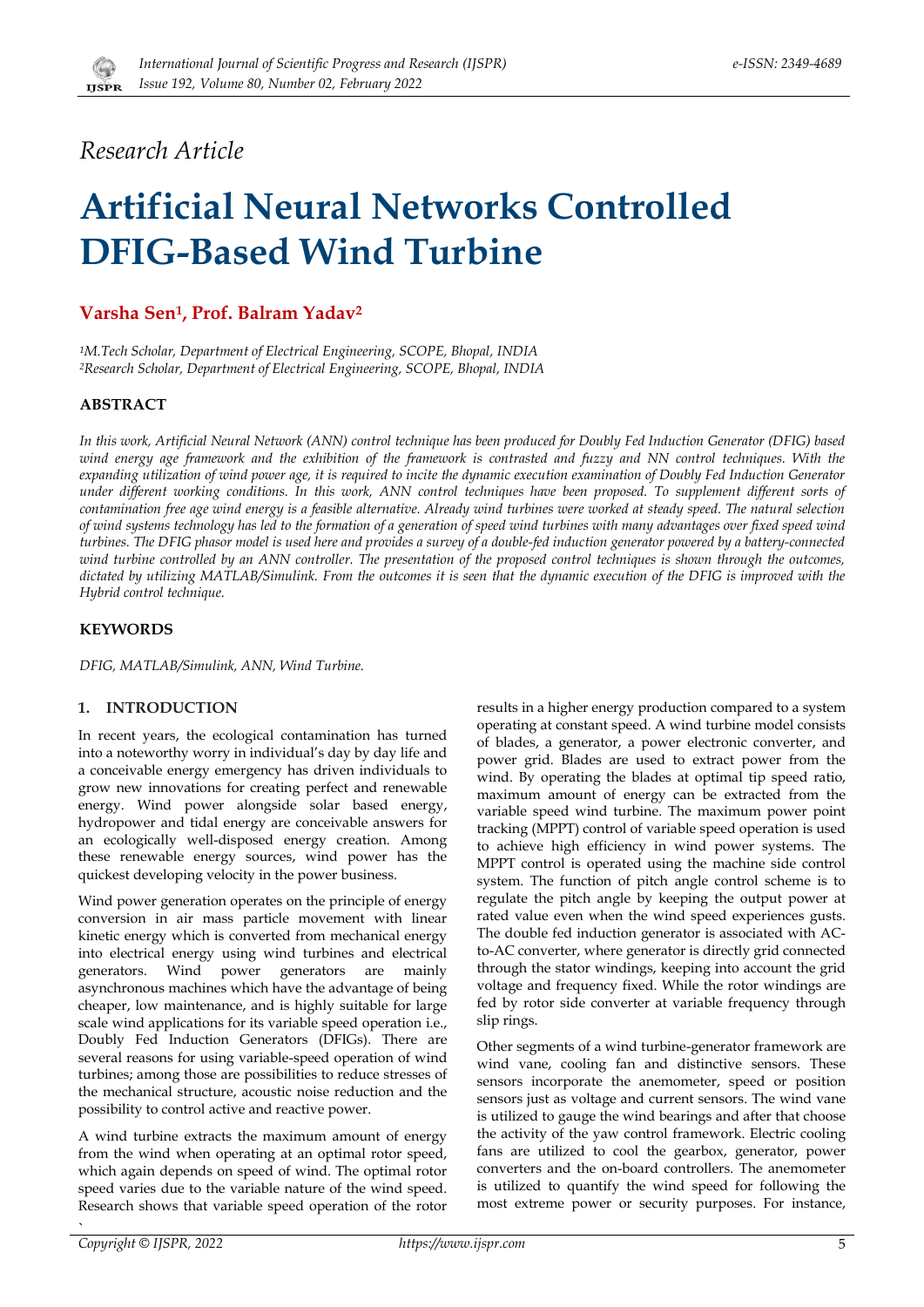*Research Article*

# Artificial Neural Networks Controlled DFIG-Based Wind Turbine

**Varsha Sen[1], Prof. Balram Yadav[2]**

*[1]M.Tech Scholar, Department of Electrical Engineering, SCOPE, Bhopal, INDIA*
*[2]Research Scholar, Department of Electrical Engineering, SCOPE, Bhopal, INDIA*

### ABSTRACT

*In this work, Artificial Neural Network (ANN) control technique has been produced for Doubly Fed Induction Generator (DFIG) based wind energy age framework and the exhibition of the framework is contrasted and fuzzy and NN control techniques. With the expanding utilization of wind power age, it is required to incite the dynamic execution examination of Doubly Fed Induction Generator under different working conditions. In this work, ANN control techniques have been proposed. To supplement different sorts of contamination free age wind energy is a feasible alternative. Already wind turbines were worked at steady speed. The natural selection of wind systems technology has led to the formation of a generation of speed wind turbines with many advantages over fixed speed wind turbines. The DFIG phasor model is used here and provides a survey of a double-fed induction generator powered by a battery-connected wind turbine controlled by an ANN controller. The presentation of the proposed control techniques is shown through the outcomes, dictated by utilizing MATLAB/Simulink. From the outcomes it is seen that the dynamic execution of the DFIG is improved with the Hybrid control technique.*

### KEYWORDS

*DFIG, MATLAB/Simulink, ANN, Wind Turbine.*

## 1. INTRODUCTION

In recent years, the ecological contamination has turned into a noteworthy worry in individual's day by day life and a conceivable energy emergency has driven individuals to grow new innovations for creating perfect and renewable energy. Wind power alongside solar based energy, hydropower and tidal energy are conceivable answers for an ecologically well-disposed energy creation. Among these renewable energy sources, wind power has the quickest developing velocity in the power business.

Wind power generation operates on the principle of energy conversion in air mass particle movement with linear kinetic energy which is converted from mechanical energy into electrical energy using wind turbines and electrical generators. Wind power generators are mainly asynchronous machines which have the advantage of being cheaper, low maintenance, and is highly suitable for large scale wind applications for its variable speed operation i.e., Doubly Fed Induction Generators (DFIGs). There are several reasons for using variable-speed operation of wind turbines; among those are possibilities to reduce stresses of the mechanical structure, acoustic noise reduction and the possibility to control active and reactive power.

A wind turbine extracts the maximum amount of energy from the wind when operating at an optimal rotor speed, which again depends on speed of wind. The optimal rotor speed varies due to the variable nature of the wind speed. Research shows that variable speed operation of the rotor results in a higher energy production compared to a system operating at constant speed. A wind turbine model consists of blades, a generator, a power electronic converter, and power grid. Blades are used to extract power from the wind. By operating the blades at optimal tip speed ratio, maximum amount of energy can be extracted from the variable speed wind turbine. The maximum power point tracking (MPPT) control of variable speed operation is used to achieve high efficiency in wind power systems. The MPPT control is operated using the machine side control system. The function of pitch angle control scheme is to regulate the pitch angle by keeping the output power at rated value even when the wind speed experiences gusts. The double fed induction generator is associated with AC-to-AC converter, where generator is directly grid connected through the stator windings, keeping into account the grid voltage and frequency fixed. While the rotor windings are fed by rotor side converter at variable frequency through slip rings.

Other segments of a wind turbine-generator framework are wind vane, cooling fan and distinctive sensors. These sensors incorporate the anemometer, speed or position sensors just as voltage and current sensors. The wind vane is utilized to gauge the wind bearings and after that choose the activity of the yaw control framework. Electric cooling fans are utilized to cool the gearbox, generator, power converters and the on-board controllers. The anemometer is utilized to quantify the wind speed for following the most extreme power or security purposes. For instance,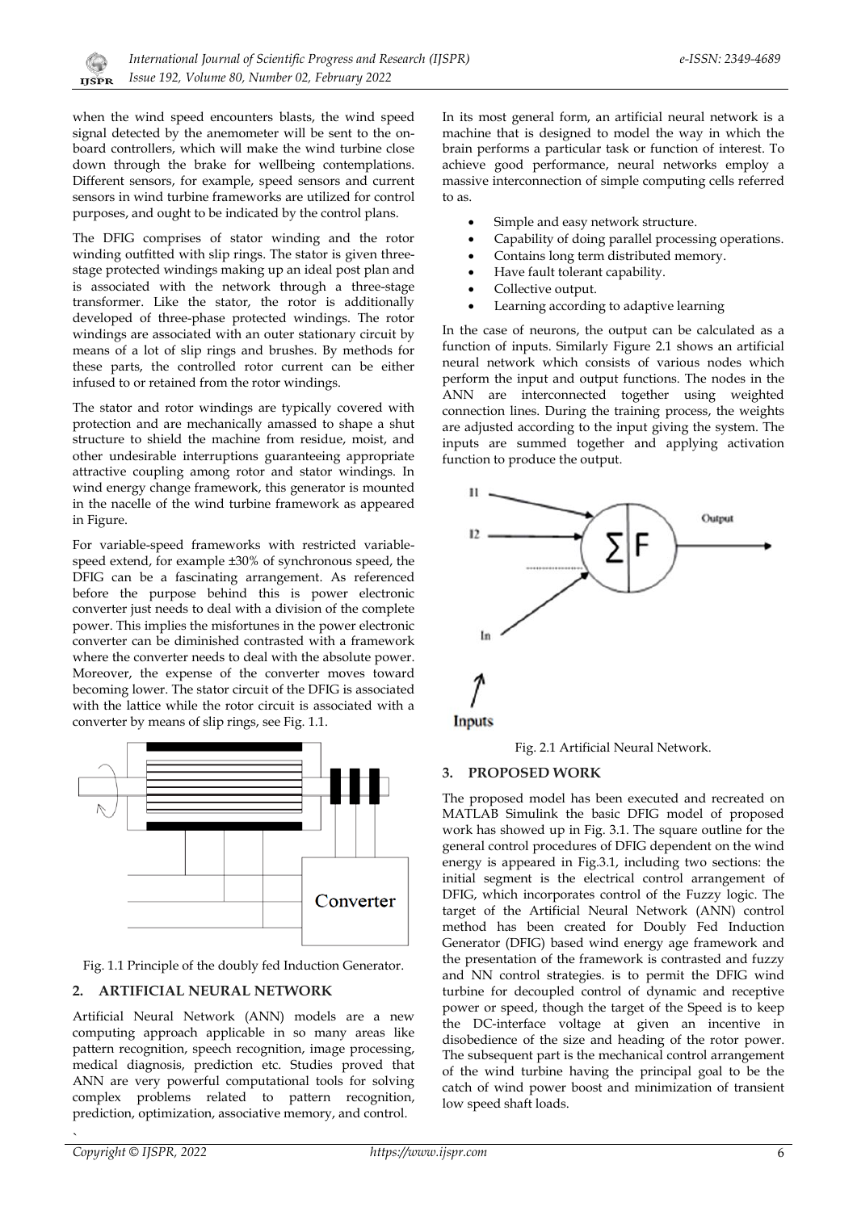when the wind speed encounters blasts, the wind speed signal detected by the anemometer will be sent to the on-board controllers, which will make the wind turbine close down through the brake for wellbeing contemplations. Different sensors, for example, speed sensors and current sensors in wind turbine frameworks are utilized for control purposes, and ought to be indicated by the control plans.

The DFIG comprises of stator winding and the rotor winding outfitted with slip rings. The stator is given three-stage protected windings making up an ideal post plan and is associated with the network through a three-stage transformer. Like the stator, the rotor is additionally developed of three-phase protected windings. The rotor windings are associated with an outer stationary circuit by means of a lot of slip rings and brushes. By methods for these parts, the controlled rotor current can be either infused to or retained from the rotor windings.

The stator and rotor windings are typically covered with protection and are mechanically amassed to shape a shut structure to shield the machine from residue, moist, and other undesirable interruptions guaranteeing appropriate attractive coupling among rotor and stator windings. In wind energy change framework, this generator is mounted in the nacelle of the wind turbine framework as appeared in Figure.

For variable-speed frameworks with restricted variable-speed extend, for example ±30% of synchronous speed, the DFIG can be a fascinating arrangement. As referenced before the purpose behind this is power electronic converter just needs to deal with a division of the complete power. This implies the misfortunes in the power electronic converter can be diminished contrasted with a framework where the converter needs to deal with the absolute power. Moreover, the expense of the converter moves toward becoming lower. The stator circuit of the DFIG is associated with the lattice while the rotor circuit is associated with a converter by means of slip rings, see Fig. 1.1.

Converter

Fig. 1.1 Principle of the doubly fed Induction Generator.

## 2. ARTIFICIAL NEURAL NETWORK

Artificial Neural Network (ANN) models are a new computing approach applicable in so many areas like pattern recognition, speech recognition, image processing, medical diagnosis, prediction etc. Studies proved that ANN are very powerful computational tools for solving complex problems related to pattern recognition, prediction, optimization, associative memory, and control.

In its most general form, an artificial neural network is a machine that is designed to model the way in which the brain performs a particular task or function of interest. To achieve good performance, neural networks employ a massive interconnection of simple computing cells referred to as.

- Simple and easy network structure.
- Capability of doing parallel processing operations.
- Contains long term distributed memory.
- Have fault tolerant capability.
- Collective output.
- Learning according to adaptive learning

In the case of neurons, the output can be calculated as a function of inputs. Similarly Figure 2.1 shows an artificial neural network which consists of various nodes which perform the input and output functions. The nodes in the ANN are interconnected together using weighted connection lines. During the training process, the weights are adjusted according to the input giving the system. The inputs are summed together and applying activation function to produce the output.

I1, I2, In, Inputs, $\sum$ F, Output

Fig. 2.1 Artificial Neural Network.

## 3. PROPOSED WORK

The proposed model has been executed and recreated on MATLAB Simulink the basic DFIG model of proposed work has showed up in Fig. 3.1. The square outline for the general control procedures of DFIG dependent on the wind energy is appeared in Fig.3.1, including two sections: the initial segment is the electrical control arrangement of DFIG, which incorporates control of the Fuzzy logic. The target of the Artificial Neural Network (ANN) control method has been created for Doubly Fed Induction Generator (DFIG) based wind energy age framework and the presentation of the framework is contrasted and fuzzy and NN control strategies. is to permit the DFIG wind turbine for decoupled control of dynamic and receptive power or speed, though the target of the Speed is to keep the DC-interface voltage at given an incentive in disobedience of the size and heading of the rotor power. The subsequent part is the mechanical control arrangement of the wind turbine having the principal goal to be the catch of wind power boost and minimization of transient low speed shaft loads.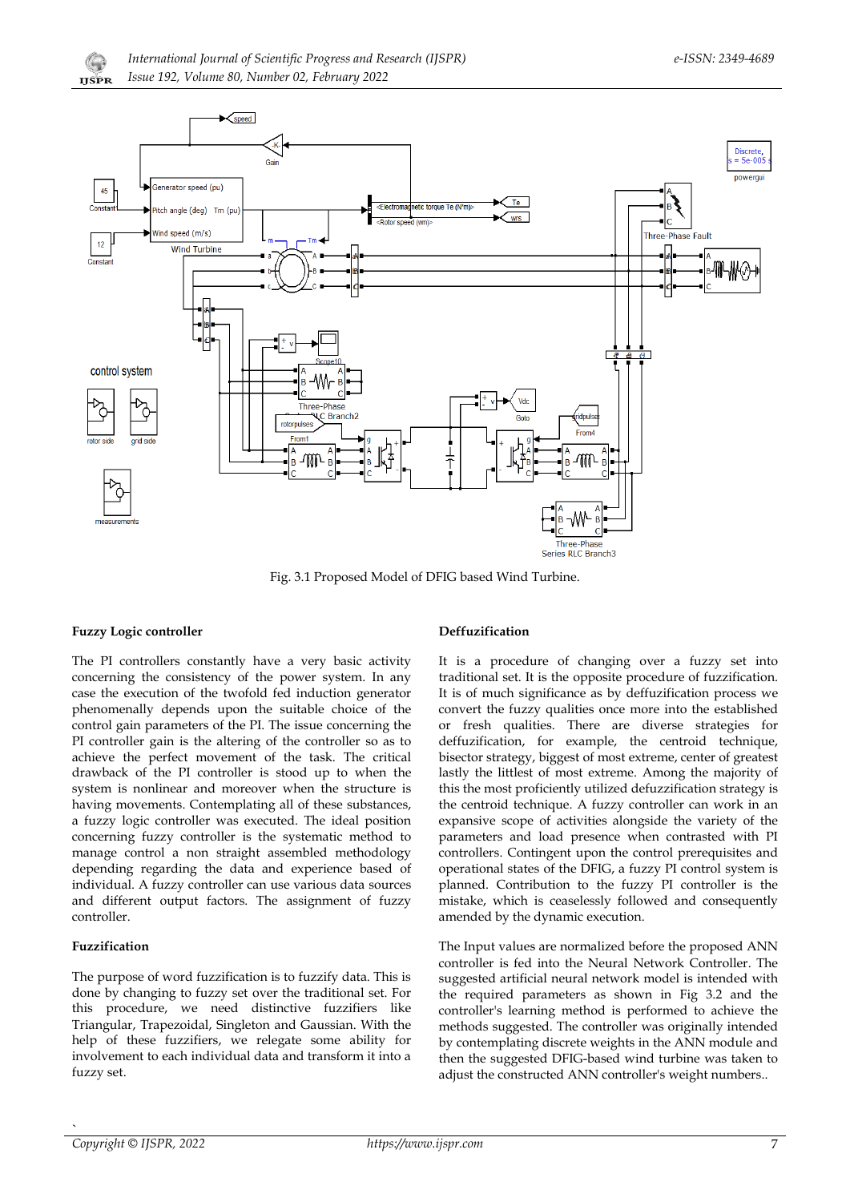Fig. 3.1 Proposed Model of DFIG based Wind Turbine.

### Fuzzy Logic controller

The PI controllers constantly have a very basic activity concerning the consistency of the power system. In any case the execution of the twofold fed induction generator phenomenally depends upon the suitable choice of the control gain parameters of the PI. The issue concerning the PI controller gain is the altering of the controller so as to achieve the perfect movement of the task. The critical drawback of the PI controller is stood up to when the system is nonlinear and moreover when the structure is having movements. Contemplating all of these substances, a fuzzy logic controller was executed. The ideal position concerning fuzzy controller is the systematic method to manage control a non straight assembled methodology depending regarding the data and experience based of individual. A fuzzy controller can use various data sources and different output factors. The assignment of fuzzy controller.

### Fuzzification

The purpose of word fuzzification is to fuzzify data. This is done by changing to fuzzy set over the traditional set. For this procedure, we need distinctive fuzzifiers like Triangular, Trapezoidal, Singleton and Gaussian. With the help of these fuzzifiers, we relegate some ability for involvement to each individual data and transform it into a fuzzy set.

### Deffuzification

It is a procedure of changing over a fuzzy set into traditional set. It is the opposite procedure of fuzzification. It is of much significance as by deffuzification process we convert the fuzzy qualities once more into the established or fresh qualities. There are diverse strategies for deffuzification, for example, the centroid technique, bisector strategy, biggest of most extreme, center of greatest lastly the littlest of most extreme. Among the majority of this the most proficiently utilized defuzzification strategy is the centroid technique. A fuzzy controller can work in an expansive scope of activities alongside the variety of the parameters and load presence when contrasted with PI controllers. Contingent upon the control prerequisites and operational states of the DFIG, a fuzzy PI control system is planned. Contribution to the fuzzy PI controller is the mistake, which is ceaselessly followed and consequently amended by the dynamic execution.

The Input values are normalized before the proposed ANN controller is fed into the Neural Network Controller. The suggested artificial neural network model is intended with the required parameters as shown in Fig 3.2 and the controller's learning method is performed to achieve the methods suggested. The controller was originally intended by contemplating discrete weights in the ANN module and then the suggested DFIG-based wind turbine was taken to adjust the constructed ANN controller's weight numbers..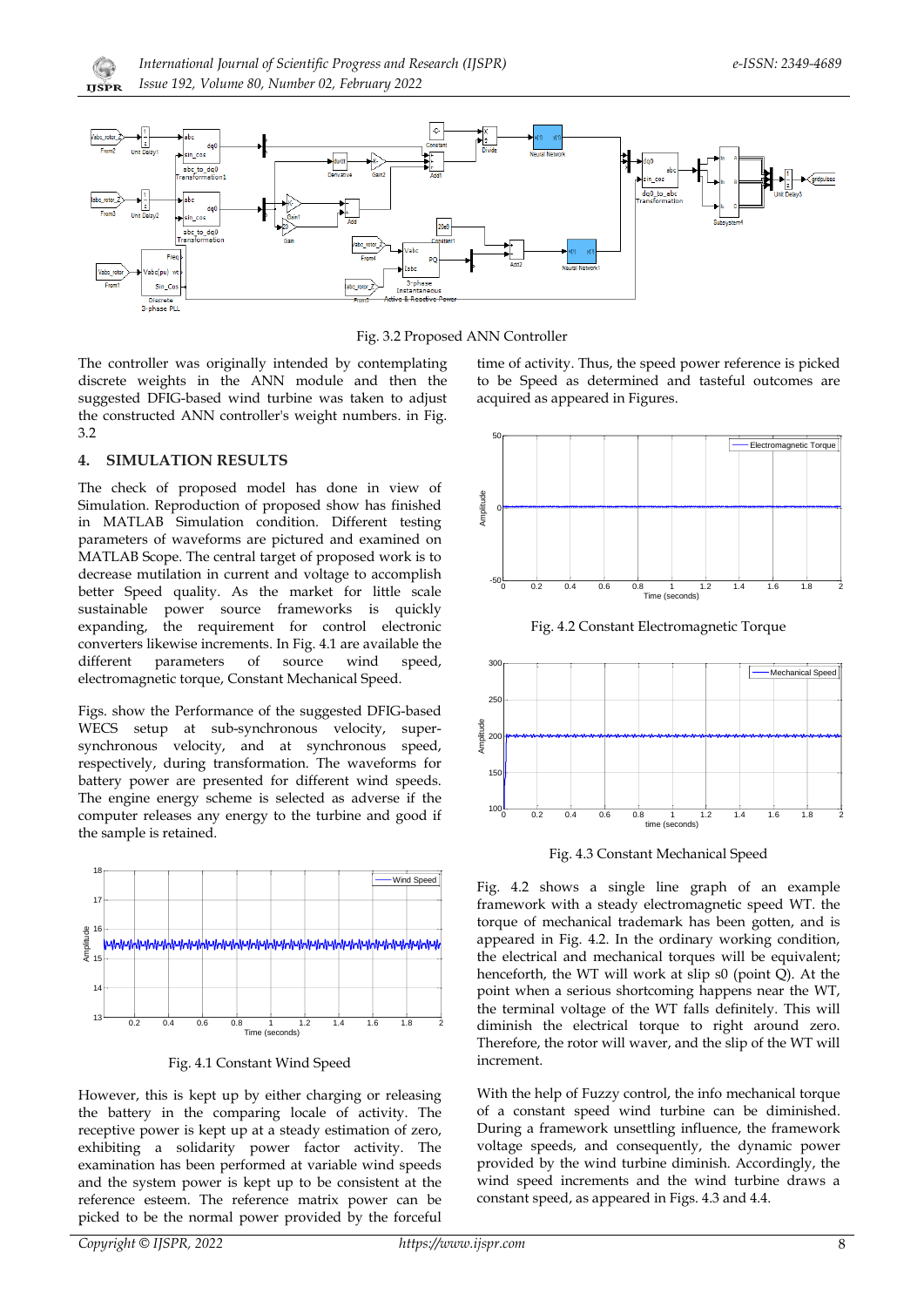Fig. 3.2 Proposed ANN Controller

The controller was originally intended by contemplating discrete weights in the ANN module and then the suggested DFIG-based wind turbine was taken to adjust the constructed ANN controller's weight numbers. in Fig. 3.2

## 4. SIMULATION RESULTS

The check of proposed model has done in view of Simulation. Reproduction of proposed show has finished in MATLAB Simulation condition. Different testing parameters of waveforms are pictured and examined on MATLAB Scope. The central target of proposed work is to decrease mutilation in current and voltage to accomplish better Speed quality. As the market for little scale sustainable power source frameworks is quickly expanding, the requirement for control electronic converters likewise increments. In Fig. 4.1 are available the different parameters of source wind speed, electromagnetic torque, Constant Mechanical Speed.

Figs. show the Performance of the suggested DFIG-based WECS setup at sub-synchronous velocity, super-synchronous velocity, and at synchronous speed, respectively, during transformation. The waveforms for battery power are presented for different wind speeds. The engine energy scheme is selected as adverse if the computer releases any energy to the turbine and good if the sample is retained.

Fig. 4.1 Constant Wind Speed

However, this is kept up by either charging or releasing the battery in the comparing locale of activity. The receptive power is kept up at a steady estimation of zero, exhibiting a solidarity power factor activity. The examination has been performed at variable wind speeds and the system power is kept up to be consistent at the reference esteem. The reference matrix power can be picked to be the normal power provided by the forceful time of activity. Thus, the speed power reference is picked to be Speed as determined and tasteful outcomes are acquired as appeared in Figures.

Fig. 4.2 Constant Electromagnetic Torque

Fig. 4.3 Constant Mechanical Speed

Fig. 4.2 shows a single line graph of an example framework with a steady electromagnetic speed WT. the torque of mechanical trademark has been gotten, and is appeared in Fig. 4.2. In the ordinary working condition, the electrical and mechanical torques will be equivalent; henceforth, the WT will work at slip s0 (point Q). At the point when a serious shortcoming happens near the WT, the terminal voltage of the WT falls definitely. This will diminish the electrical torque to right around zero. Therefore, the rotor will waver, and the slip of the WT will increment.

With the help of Fuzzy control, the info mechanical torque of a constant speed wind turbine can be diminished. During a framework unsettling influence, the framework voltage speeds, and consequently, the dynamic power provided by the wind turbine diminish. Accordingly, the wind speed increments and the wind turbine draws a constant speed, as appeared in Figs. 4.3 and 4.4.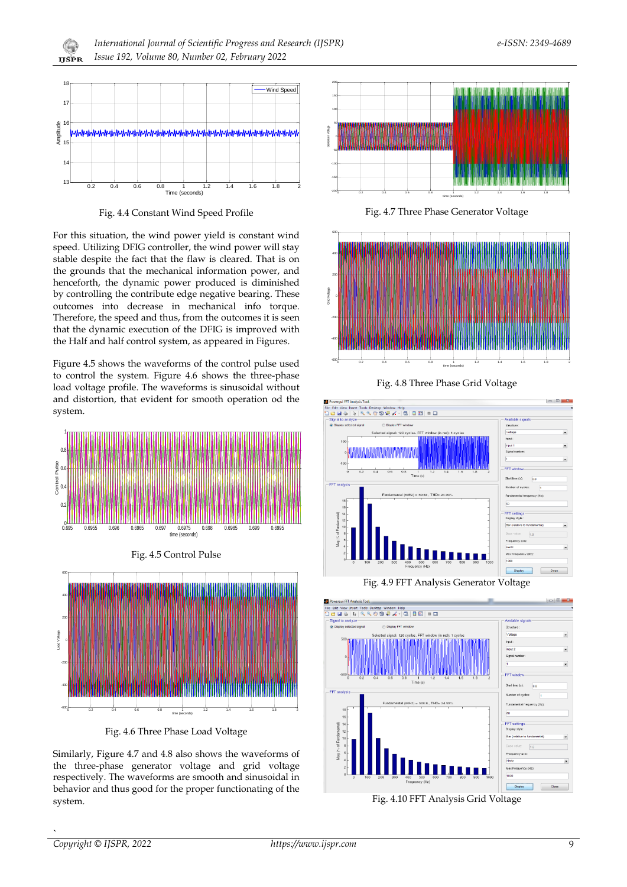Fig. 4.4 Constant Wind Speed Profile

For this situation, the wind power yield is constant wind speed. Utilizing DFIG controller, the wind power will stay stable despite the fact that the flaw is cleared. That is on the grounds that the mechanical information power, and henceforth, the dynamic power produced is diminished by controlling the contribute edge negative bearing. These outcomes into decrease in mechanical info torque. Therefore, the speed and thus, from the outcomes it is seen that the dynamic execution of the DFIG is improved with the Half and half control system, as appeared in Figures.

Figure 4.5 shows the waveforms of the control pulse used to control the system. Figure 4.6 shows the three-phase load voltage profile. The waveforms is sinusoidal without and distortion, that evident for smooth operation od the system.

Fig. 4.5 Control Pulse

Fig. 4.6 Three Phase Load Voltage

Similarly, Figure 4.7 and 4.8 also shows the waveforms of the three-phase generator voltage and grid voltage respectively. The waveforms are smooth and sinusoidal in behavior and thus good for the proper functioning of the system.

Fig. 4.7 Three Phase Generator Voltage

Fig. 4.8 Three Phase Grid Voltage

Fig. 4.9 FFT Analysis Generator Voltage

Fig. 4.10 FFT Analysis Grid Voltage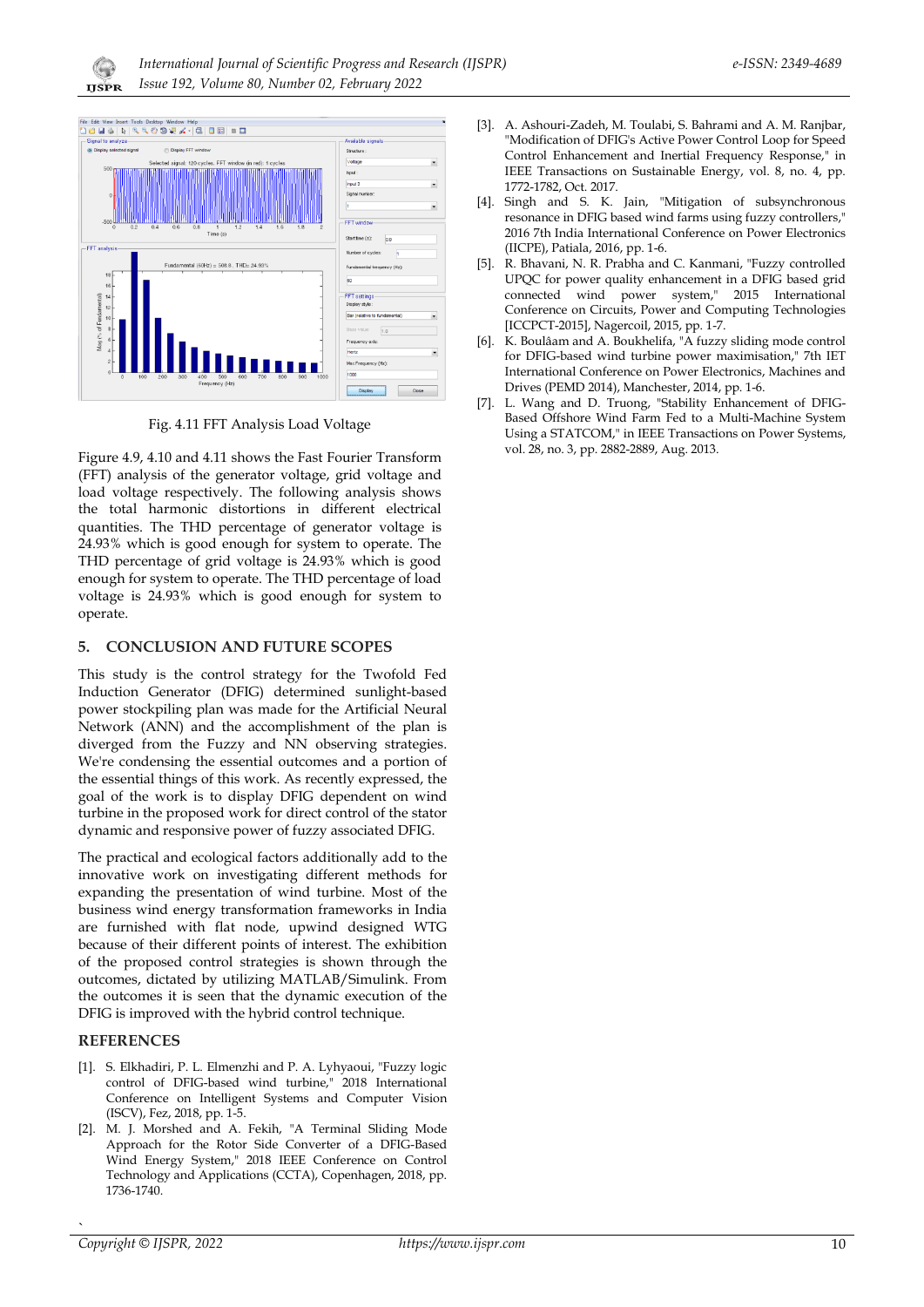Fig. 4.11 FFT Analysis Load Voltage

Figure 4.9, 4.10 and 4.11 shows the Fast Fourier Transform (FFT) analysis of the generator voltage, grid voltage and load voltage respectively. The following analysis shows the total harmonic distortions in different electrical quantities. The THD percentage of generator voltage is 24.93% which is good enough for system to operate. The THD percentage of grid voltage is 24.93% which is good enough for system to operate. The THD percentage of load voltage is 24.93% which is good enough for system to operate.

## 5. CONCLUSION AND FUTURE SCOPES

This study is the control strategy for the Twofold Fed Induction Generator (DFIG) determined sunlight-based power stockpiling plan was made for the Artificial Neural Network (ANN) and the accomplishment of the plan is diverged from the Fuzzy and NN observing strategies. We're condensing the essential outcomes and a portion of the essential things of this work. As recently expressed, the goal of the work is to display DFIG dependent on wind turbine in the proposed work for direct control of the stator dynamic and responsive power of fuzzy associated DFIG.

The practical and ecological factors additionally add to the innovative work on investigating different methods for expanding the presentation of wind turbine. Most of the business wind energy transformation frameworks in India are furnished with flat node, upwind designed WTG because of their different points of interest. The exhibition of the proposed control strategies is shown through the outcomes, dictated by utilizing MATLAB/Simulink. From the outcomes it is seen that the dynamic execution of the DFIG is improved with the hybrid control technique.

## REFERENCES

[1]. S. Elkhadiri, P. L. Elmenzhi and P. A. Lyhyaoui, "Fuzzy logic control of DFIG-based wind turbine," 2018 International Conference on Intelligent Systems and Computer Vision (ISCV), Fez, 2018, pp. 1-5.

[2]. M. J. Morshed and A. Fekih, "A Terminal Sliding Mode Approach for the Rotor Side Converter of a DFIG-Based Wind Energy System," 2018 IEEE Conference on Control Technology and Applications (CCTA), Copenhagen, 2018, pp. 1736-1740.

[3]. A. Ashouri-Zadeh, M. Toulabi, S. Bahrami and A. M. Ranjbar, "Modification of DFIG's Active Power Control Loop for Speed Control Enhancement and Inertial Frequency Response," in IEEE Transactions on Sustainable Energy, vol. 8, no. 4, pp. 1772-1782, Oct. 2017.

[4]. Singh and S. K. Jain, "Mitigation of subsynchronous resonance in DFIG based wind farms using fuzzy controllers," 2016 7th India International Conference on Power Electronics (IICPE), Patiala, 2016, pp. 1-6.

[5]. R. Bhavani, N. R. Prabha and C. Kanmani, "Fuzzy controlled UPQC for power quality enhancement in a DFIG based grid connected wind power system," 2015 International Conference on Circuits, Power and Computing Technologies [ICCPCT-2015], Nagercoil, 2015, pp. 1-7.

[6]. K. Boulâam and A. Boukhelifa, "A fuzzy sliding mode control for DFIG-based wind turbine power maximisation," 7th IET International Conference on Power Electronics, Machines and Drives (PEMD 2014), Manchester, 2014, pp. 1-6.

[7]. L. Wang and D. Truong, "Stability Enhancement of DFIG-Based Offshore Wind Farm Fed to a Multi-Machine System Using a STATCOM," in IEEE Transactions on Power Systems, vol. 28, no. 3, pp. 2882-2889, Aug. 2013.